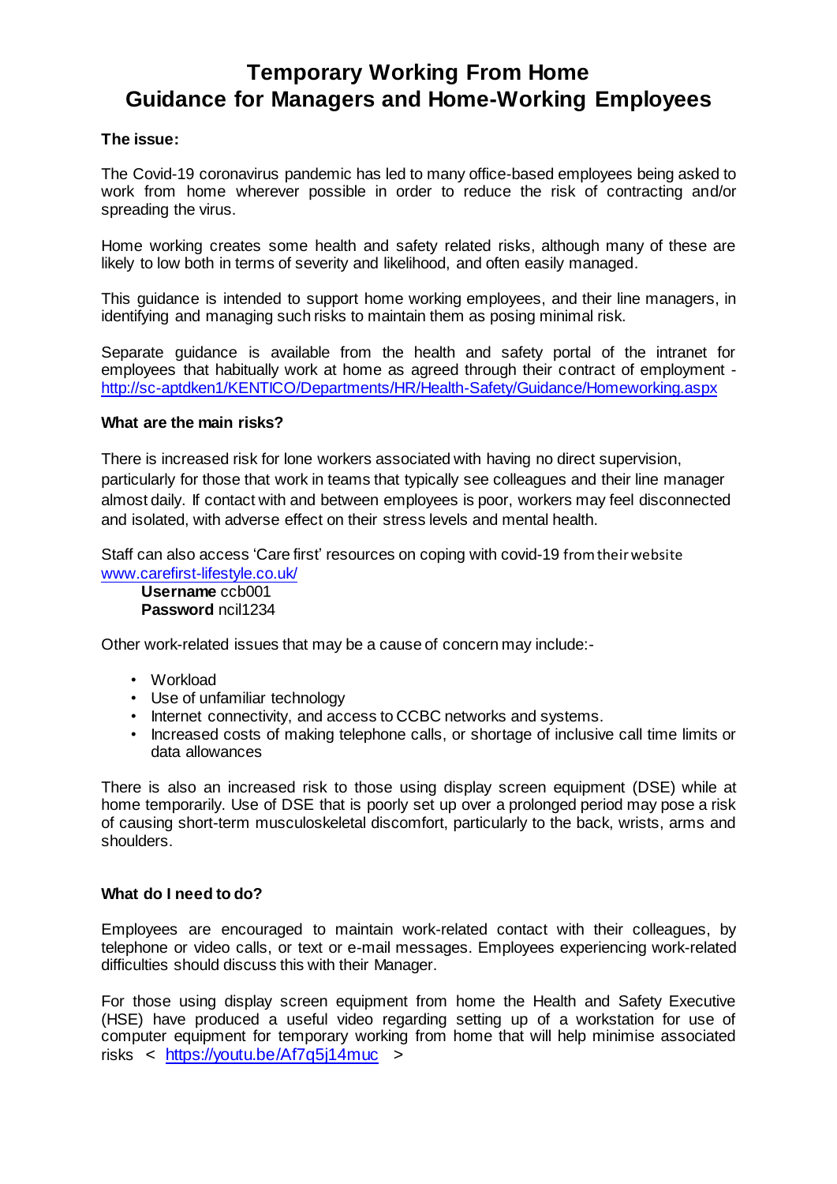# Temporary Working From Home
# Guidance for Managers and Home-Working Employees

**The issue:**

The Covid-19 coronavirus pandemic has led to many office-based employees being asked to work from home wherever possible in order to reduce the risk of contracting and/or spreading the virus.

Home working creates some health and safety related risks, although many of these are likely to low both in terms of severity and likelihood, and often easily managed.

This guidance is intended to support home working employees, and their line managers, in identifying and managing such risks to maintain them as posing minimal risk.

Separate guidance is available from the health and safety portal of the intranet for employees that habitually work at home as agreed through their contract of employment - http://sc-aptdken1/KENTICO/Departments/HR/Health-Safety/Guidance/Homeworking.aspx

**What are the main risks?**

There is increased risk for lone workers associated with having no direct supervision, particularly for those that work in teams that typically see colleagues and their line manager almost daily. If contact with and between employees is poor, workers may feel disconnected and isolated, with adverse effect on their stress levels and mental health.

Staff can also access 'Care first' resources on coping with covid-19 from their website www.carefirst-lifestyle.co.uk/

> **Username** ccb001
> **Password** ncil1234

Other work-related issues that may be a cause of concern may include:-

- Workload
- Use of unfamiliar technology
- Internet connectivity, and access to CCBC networks and systems.
- Increased costs of making telephone calls, or shortage of inclusive call time limits or data allowances

There is also an increased risk to those using display screen equipment (DSE) while at home temporarily. Use of DSE that is poorly set up over a prolonged period may pose a risk of causing short-term musculoskeletal discomfort, particularly to the back, wrists, arms and shoulders.

**What do I need to do?**

Employees are encouraged to maintain work-related contact with their colleagues, by telephone or video calls, or text or e-mail messages. Employees experiencing work-related difficulties should discuss this with their Manager.

For those using display screen equipment from home the Health and Safety Executive (HSE) have produced a useful video regarding setting up of a workstation for use of computer equipment for temporary working from home that will help minimise associated risks < https://youtu.be/Af7q5j14muc >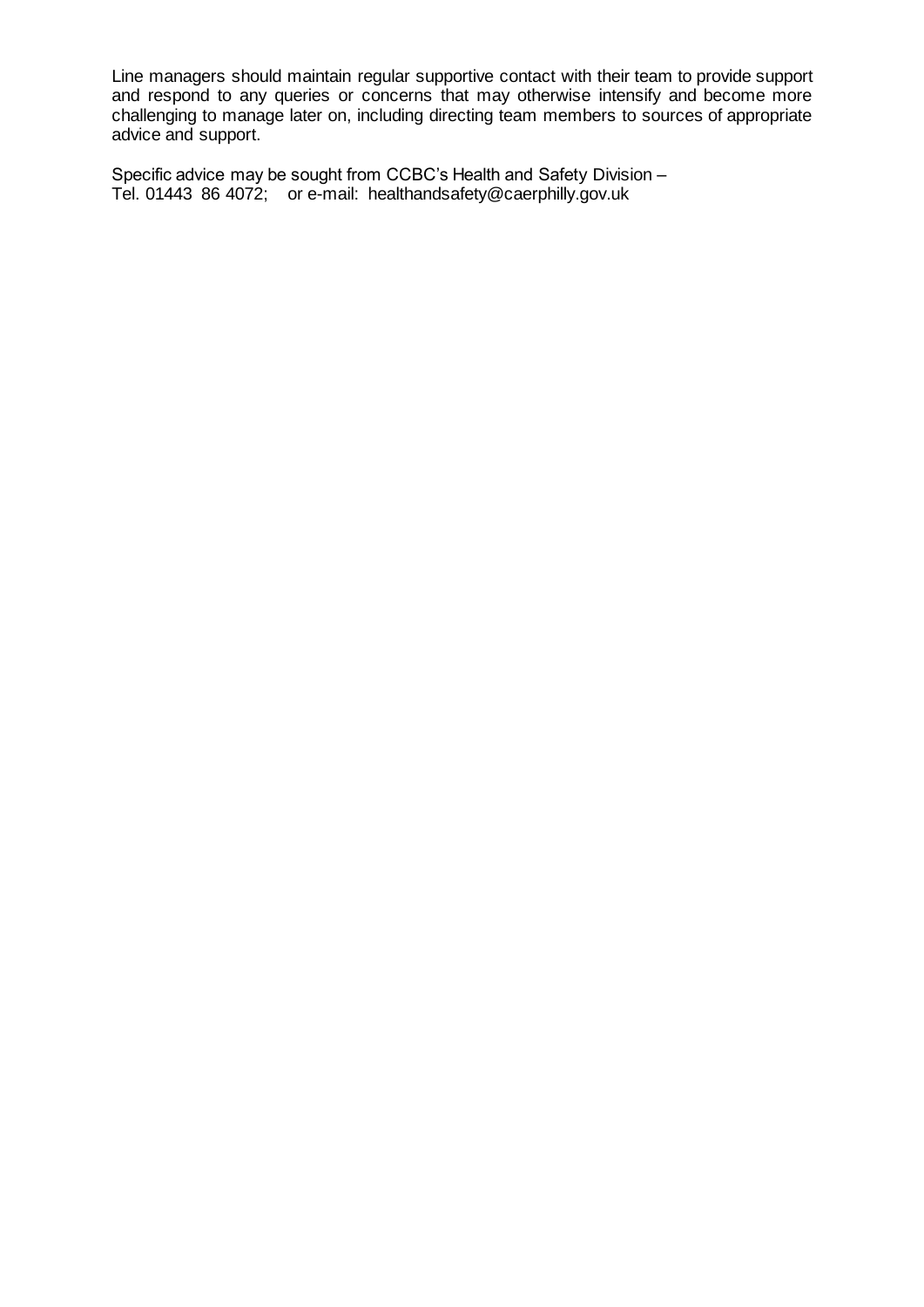Line managers should maintain regular supportive contact with their team to provide support and respond to any queries or concerns that may otherwise intensify and become more challenging to manage later on, including directing team members to sources of appropriate advice and support.

Specific advice may be sought from CCBC's Health and Safety Division –
Tel. 01443 86 4072; or e-mail: healthandsafety@caerphilly.gov.uk